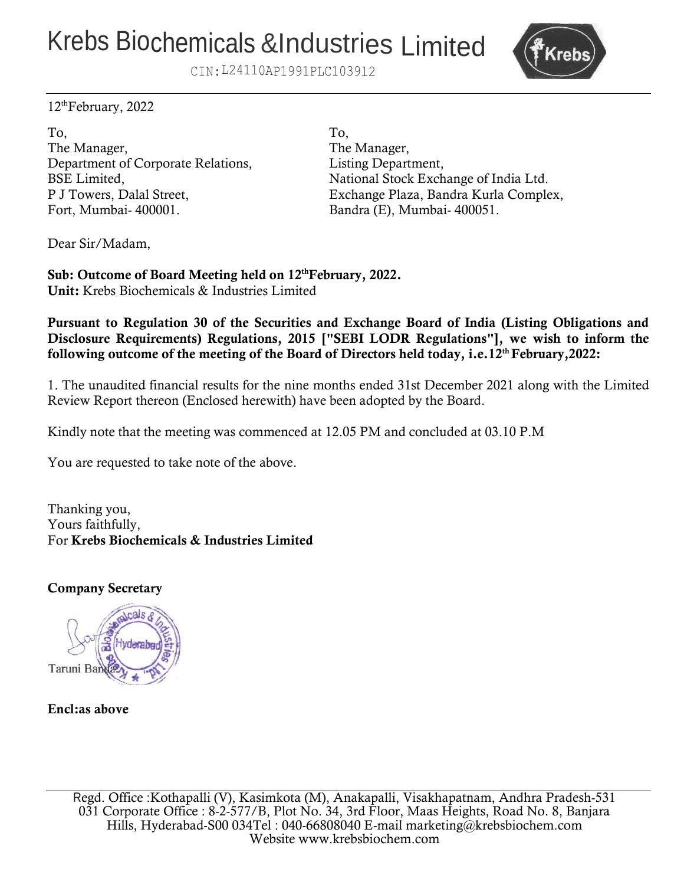# Krebs Biochemicals &Industries Limited

CIN:L24110AP1991PLC103912

12th February, 2022

To,
The Manager,
Department of Corporate Relations,
BSE Limited,
P J Towers, Dalal Street,
Fort, Mumbai- 400001.

To,
The Manager,
Listing Department,
National Stock Exchange of India Ltd.
Exchange Plaza, Bandra Kurla Complex,
Bandra (E), Mumbai- 400051.

Dear Sir/Madam,

**Sub: Outcome of Board Meeting held on 12th February, 2022.**
**Unit:** Krebs Biochemicals & Industries Limited

**Pursuant to Regulation 30 of the Securities and Exchange Board of India (Listing Obligations and Disclosure Requirements) Regulations, 2015 ["SEBI LODR Regulations"], we wish to inform the following outcome of the meeting of the Board of Directors held today, i.e.12th February,2022:**

1. The unaudited financial results for the nine months ended 31st December 2021 along with the Limited Review Report thereon (Enclosed herewith) have been adopted by the Board.

Kindly note that the meeting was commenced at 12.05 PM and concluded at 03.10 P.M

You are requested to take note of the above.

Thanking you,
Yours faithfully,
For **Krebs Biochemicals & Industries Limited**

**Company Secretary**

Taruni Banda

**Encl:as above**

Regd. Office :Kothapalli (V), Kasimkota (M), Anakapalli, Visakhapatnam, Andhra Pradesh-531 031 Corporate Office : 8-2-577/B, Plot No. 34, 3rd Floor, Maas Heights, Road No. 8, Banjara Hills, Hyderabad-S00 034Tel : 040-66808040 E-mail marketing@krebsbiochem.com
Website www.krebsbiochem.com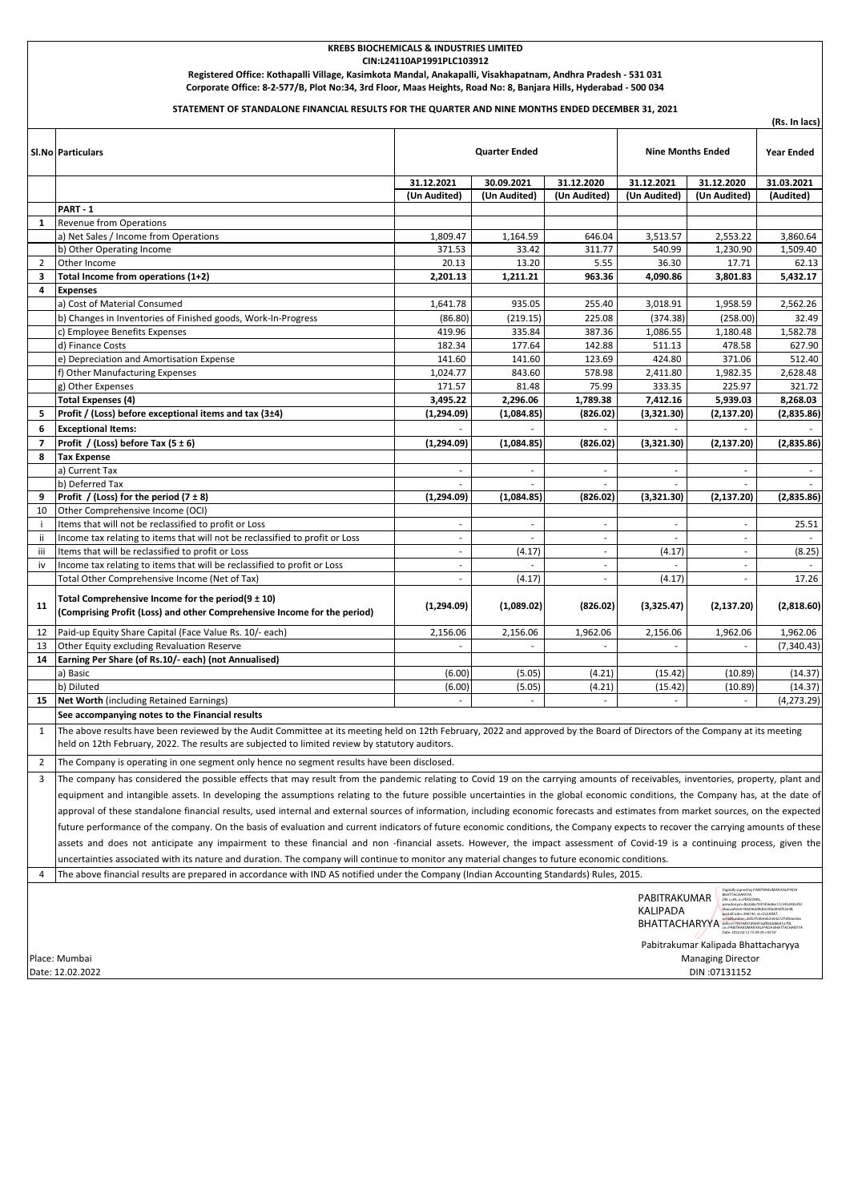**KREBS BIOCHEMICALS & INDUSTRIES LIMITED**
**CIN:L24110AP1991PLC103912**
**Registered Office: Kothapalli Village, Kasimkota Mandal, Anakapalli, Visakhapatnam, Andhra Pradesh - 531 031**
**Corporate Office: 8-2-577/B, Plot No:34, 3rd Floor, Maas Heights, Road No: 8, Banjara Hills, Hyderabad - 500 034**

**STATEMENT OF STANDALONE FINANCIAL RESULTS FOR THE QUARTER AND NINE MONTHS ENDED DECEMBER 31, 2021**

**(Rs. In lacs)**

| Sl.No | Particulars | Quarter Ended | | | Nine Months Ended | | Year Ended |
|---|---|---|---|---|---|---|---|
| | | 31.12.2021 (Un Audited) | 30.09.2021 (Un Audited) | 31.12.2020 (Un Audited) | 31.12.2021 (Un Audited) | 31.12.2020 (Un Audited) | 31.03.2021 (Audited) |
| | **PART - 1** | | | | | | |
| **1** | Revenue from Operations | | | | | | |
| | a) Net Sales / Income from Operations | 1,809.47 | 1,164.59 | 646.04 | 3,513.57 | 2,553.22 | 3,860.64 |
| | b) Other Operating Income | 371.53 | 33.42 | 311.77 | 540.99 | 1,230.90 | 1,509.40 |
| 2 | Other Income | 20.13 | 13.20 | 5.55 | 36.30 | 17.71 | 62.13 |
| **3** | **Total Income from operations (1+2)** | **2,201.13** | **1,211.21** | **963.36** | **4,090.86** | **3,801.83** | **5,432.17** |
| **4** | **Expenses** | | | | | | |
| | a) Cost of Material Consumed | 1,641.78 | 935.05 | 255.40 | 3,018.91 | 1,958.59 | 2,562.26 |
| | b) Changes in Inventories of Finished goods, Work-In-Progress | (86.80) | (219.15) | 225.08 | (374.38) | (258.00) | 32.49 |
| | c) Employee Benefits Expenses | 419.96 | 335.84 | 387.36 | 1,086.55 | 1,180.48 | 1,582.78 |
| | d) Finance Costs | 182.34 | 177.64 | 142.88 | 511.13 | 478.58 | 627.90 |
| | e) Depreciation and Amortisation Expense | 141.60 | 141.60 | 123.69 | 424.80 | 371.06 | 512.40 |
| | f) Other Manufacturing Expenses | 1,024.77 | 843.60 | 578.98 | 2,411.80 | 1,982.35 | 2,628.48 |
| | g) Other Expenses | 171.57 | 81.48 | 75.99 | 333.35 | 225.97 | 321.72 |
| | **Total Expenses (4)** | **3,495.22** | **2,296.06** | **1,789.38** | **7,412.16** | **5,939.03** | **8,268.03** |
| **5** | **Profit / (Loss) before exceptional items and tax (3±4)** | **(1,294.09)** | **(1,084.85)** | **(826.02)** | **(3,321.30)** | **(2,137.20)** | **(2,835.86)** |
| **6** | **Exceptional Items:** | - | - | - | - | - | - |
| **7** | **Profit / (Loss) before Tax (5 ± 6)** | **(1,294.09)** | **(1,084.85)** | **(826.02)** | **(3,321.30)** | **(2,137.20)** | **(2,835.86)** |
| **8** | **Tax Expense** | | | | | | |
| | a) Current Tax | - | - | - | - | - | - |
| | b) Deferred Tax | - | - | - | - | - | - |
| **9** | **Profit / (Loss) for the period (7 ± 8)** | **(1,294.09)** | **(1,084.85)** | **(826.02)** | **(3,321.30)** | **(2,137.20)** | **(2,835.86)** |
| 10 | Other Comprehensive Income (OCI) | | | | | | |
| i | Items that will not be reclassified to profit or Loss | - | - | - | - | - | 25.51 |
| ii | Income tax relating to items that will not be reclassified to profit or Loss | - | - | - | - | - | - |
| iii | Items that will be reclassified to profit or Loss | - | (4.17) | - | (4.17) | - | (8.25) |
| iv | Income tax relating to items that will be reclassified to profit or Loss | - | - | - | - | - | - |
| | Total Other Comprehensive Income (Net of Tax) | - | (4.17) | - | (4.17) | - | 17.26 |
| **11** | **Total Comprehensive Income for the period(9 ± 10) (Comprising Profit (Loss) and other Comprehensive Income for the period)** | **(1,294.09)** | **(1,089.02)** | **(826.02)** | **(3,325.47)** | **(2,137.20)** | **(2,818.60)** |
| 12 | Paid-up Equity Share Capital (Face Value Rs. 10/- each) | 2,156.06 | 2,156.06 | 1,962.06 | 2,156.06 | 1,962.06 | 1,962.06 |
| 13 | Other Equity excluding Revaluation Reserve | - | - | - | - | - | (7,340.43) |
| **14** | **Earning Per Share (of Rs.10/- each) (not Annualised)** | | | | | | |
| | a) Basic | (6.00) | (5.05) | (4.21) | (15.42) | (10.89) | (14.37) |
| | b) Diluted | (6.00) | (5.05) | (4.21) | (15.42) | (10.89) | (14.37) |
| **15** | **Net Worth** (including Retained Earnings) | - | - | - | - | - | (4,273.29) |

**See accompanying notes to the Financial results**

1. The above results have been reviewed by the Audit Committee at its meeting held on 12th February, 2022 and approved by the Board of Directors of the Company at its meeting held on 12th February, 2022. The results are subjected to limited review by statutory auditors.
2. The Company is operating in one segment only hence no segment results have been disclosed.
3. The company has considered the possible effects that may result from the pandemic relating to Covid 19 on the carrying amounts of receivables, inventories, property, plant and equipment and intangible assets. In developing the assumptions relating to the future possible uncertainties in the global economic conditions, the Company has, at the date of approval of these standalone financial results, used internal and external sources of information, including economic forecasts and estimates from market sources, on the expected future performance of the company. On the basis of evaluation and current indicators of future economic conditions, the Company expects to recover the carrying amounts of these assets and does not anticipate any impairment to these financial and non -financial assets. However, the impact assessment of Covid-19 is a continuing process, given the uncertainties associated with its nature and duration. The company will continue to monitor any material changes to future economic conditions.
4. The above financial results are prepared in accordance with IND AS notified under the Company (Indian Accounting Standards) Rules, 2015.

PABITRAKUMAR KALIPADA BHATTACHARYYA

Pabitrakumar Kalipada Bhattacharyya
Managing Director
DIN :07131152

Place: Mumbai
Date: 12.02.2022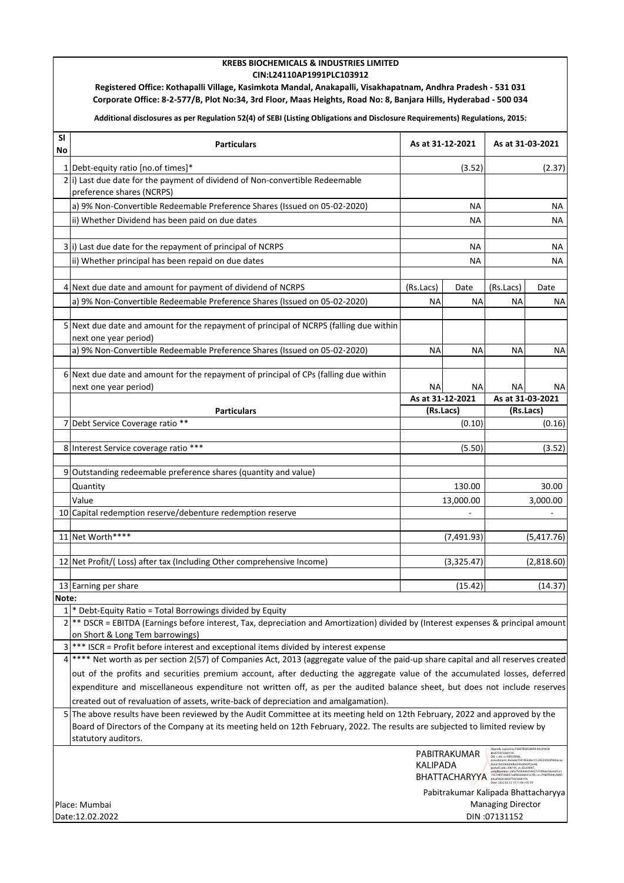**KREBS BIOCHEMICALS & INDUSTRIES LIMITED**
**CIN:L24110AP1991PLC103912**
**Registered Office: Kothapalli Village, Kasimkota Mandal, Anakapalli, Visakhapatnam, Andhra Pradesh - 531 031**
**Corporate Office: 8-2-577/B, Plot No:34, 3rd Floor, Maas Heights, Road No: 8, Banjara Hills, Hyderabad - 500 034**

**Additional disclosures as per Regulation 52(4) of SEBI (Listing Obligations and Disclosure Requirements) Regulations, 2015:**

| Sl No | Particulars | As at 31-12-2021 | | As at 31-03-2021 | |
|---|---|---|---|---|---|
| 1 | Debt-equity ratio [no.of times]* | | (3.52) | | (2.37) |
| 2 | i) Last due date for the payment of dividend of Non-convertible Redeemable preference shares (NCRPS) | | | | |
| | a) 9% Non-Convertible Redeemable Preference Shares (Issued on 05-02-2020) | | NA | | NA |
| | ii) Whether Dividend has been paid on due dates | | NA | | NA |
| 3 | i) Last due date for the repayment of principal of NCRPS | | NA | | NA |
| | ii) Whether principal has been repaid on due dates | | NA | | NA |
| 4 | Next due date and amount for payment of dividend of NCRPS | (Rs.Lacs) | Date | (Rs.Lacs) | Date |
| | a) 9% Non-Convertible Redeemable Preference Shares (Issued on 05-02-2020) | NA | NA | NA | NA |
| 5 | Next due date and amount for the repayment of principal of NCRPS (falling due within next one year period) | | | | |
| | a) 9% Non-Convertible Redeemable Preference Shares (Issued on 05-02-2020) | NA | NA | NA | NA |
| 6 | Next due date and amount for the repayment of principal of CPs (falling due within next one year period) | NA | NA | NA | NA |
| | **Particulars** | As at 31-12-2021 (Rs.Lacs) | | As at 31-03-2021 (Rs.Lacs) | |
| 7 | Debt Service Coverage ratio ** | | (0.10) | | (0.16) |
| 8 | Interest Service coverage ratio *** | | (5.50) | | (3.52) |
| 9 | Outstanding redeemable preference shares (quantity and value) | | | | |
| | Quantity | | 130.00 | | 30.00 |
| | Value | | 13,000.00 | | 3,000.00 |
| 10 | Capital redemption reserve/debenture redemption reserve | | - | | - |
| 11 | Net Worth**** | | (7,491.93) | | (5,417.76) |
| 12 | Net Profit/( Loss) after tax (Including Other comprehensive Income) | | (3,325.47) | | (2,818.60) |
| 13 | Earning per share | | (15.42) | | (14.37) |

**Note:**

1. * Debt-Equity Ratio = Total Borrowings divided by Equity
2. ** DSCR = EBITDA (Earnings before interest, Tax, depreciation and Amortization) divided by (Interest expenses & principal amount on Short & Long Tem barrowings)
3. *** ISCR = Profit before interest and exceptional items divided by interest expense
4. **** Net worth as per section 2(57) of Companies Act, 2013 (aggregate value of the paid-up share capital and all reserves created out of the profits and securities premium account, after deducting the aggregate value of the accumulated losses, deferred expenditure and miscellaneous expenditure not written off, as per the audited balance sheet, but does not include reserves created out of revaluation of assets, write-back of depreciation and amalgamation).
5. The above results have been reviewed by the Audit Committee at its meeting held on 12th February, 2022 and approved by the Board of Directors of the Company at its meeting held on 12th February, 2022. The results are subjected to limited review by statutory auditors.

PABITRAKUMAR KALIPADA BHATTACHARYYA (Digitally signed)

Pabitrakumar Kalipada Bhattacharyya
Managing Director
DIN :07131152

Place: Mumbai
Date:12.02.2022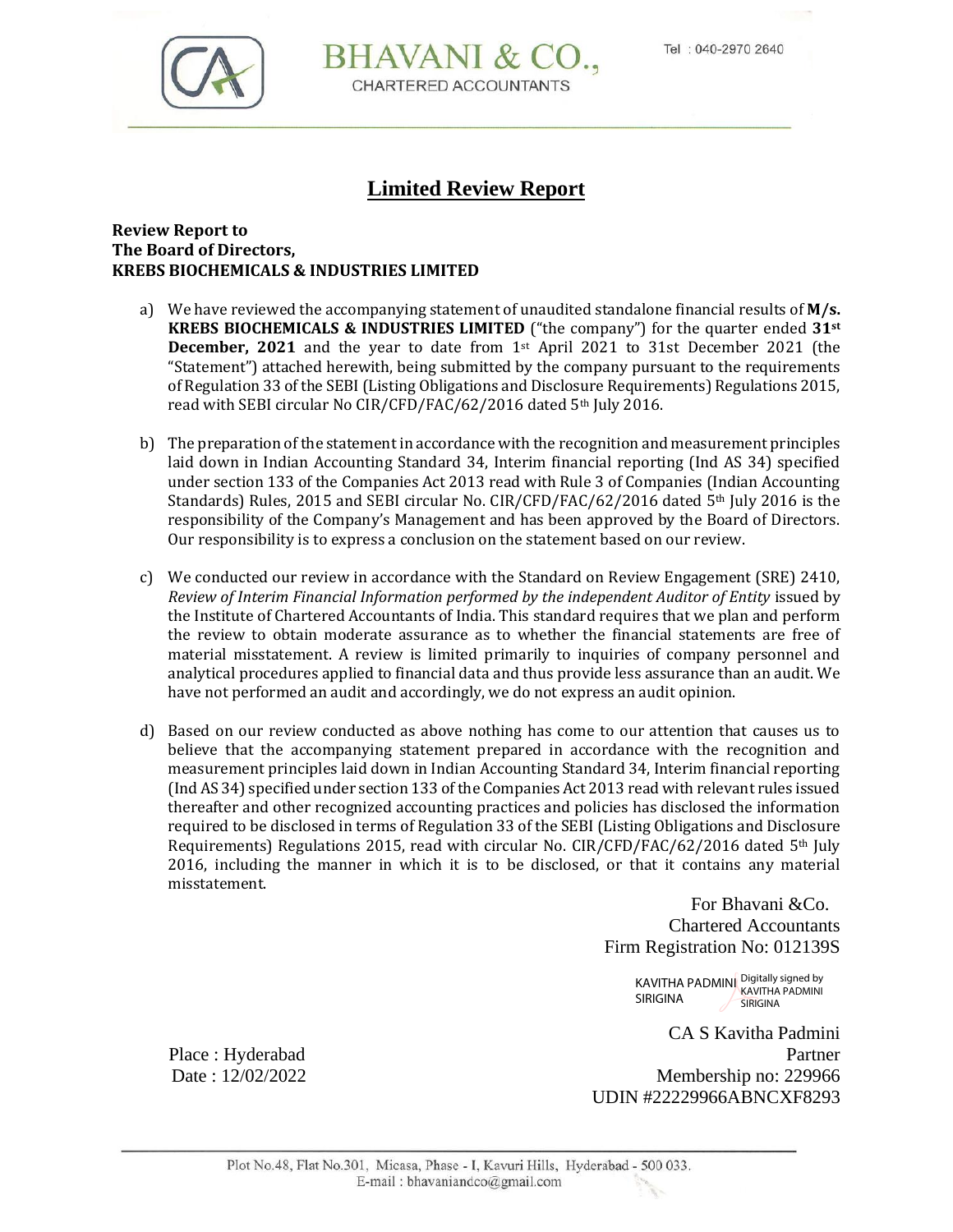BHAVANI & CO.,
CHARTERED ACCOUNTANTS

Tel : 040-2970 2640

# Limited Review Report

**Review Report to**
**The Board of Directors,**
**KREBS BIOCHEMICALS & INDUSTRIES LIMITED**

a) We have reviewed the accompanying statement of unaudited standalone financial results of **M/s. KREBS BIOCHEMICALS & INDUSTRIES LIMITED** ("the company") for the quarter ended **31st December, 2021** and the year to date from 1st April 2021 to 31st December 2021 (the "Statement") attached herewith, being submitted by the company pursuant to the requirements of Regulation 33 of the SEBI (Listing Obligations and Disclosure Requirements) Regulations 2015, read with SEBI circular No CIR/CFD/FAC/62/2016 dated 5th July 2016.

b) The preparation of the statement in accordance with the recognition and measurement principles laid down in Indian Accounting Standard 34, Interim financial reporting (Ind AS 34) specified under section 133 of the Companies Act 2013 read with Rule 3 of Companies (Indian Accounting Standards) Rules, 2015 and SEBI circular No. CIR/CFD/FAC/62/2016 dated 5th July 2016 is the responsibility of the Company's Management and has been approved by the Board of Directors. Our responsibility is to express a conclusion on the statement based on our review.

c) We conducted our review in accordance with the Standard on Review Engagement (SRE) 2410, *Review of Interim Financial Information performed by the independent Auditor of Entity* issued by the Institute of Chartered Accountants of India. This standard requires that we plan and perform the review to obtain moderate assurance as to whether the financial statements are free of material misstatement. A review is limited primarily to inquiries of company personnel and analytical procedures applied to financial data and thus provide less assurance than an audit. We have not performed an audit and accordingly, we do not express an audit opinion.

d) Based on our review conducted as above nothing has come to our attention that causes us to believe that the accompanying statement prepared in accordance with the recognition and measurement principles laid down in Indian Accounting Standard 34, Interim financial reporting (Ind AS 34) specified under section 133 of the Companies Act 2013 read with relevant rules issued thereafter and other recognized accounting practices and policies has disclosed the information required to be disclosed in terms of Regulation 33 of the SEBI (Listing Obligations and Disclosure Requirements) Regulations 2015, read with circular No. CIR/CFD/FAC/62/2016 dated 5th July 2016, including the manner in which it is to be disclosed, or that it contains any material misstatement.

For Bhavani &Co.
Chartered Accountants
Firm Registration No: 012139S

KAVITHA PADMINI SIRIGINA — Digitally signed by KAVITHA PADMINI SIRIGINA

CA S Kavitha Padmini
Partner
Membership no: 229966
UDIN #22229966ABNCXF8293

Place : Hyderabad
Date : 12/02/2022

Plot No.48, Flat No.301, Micasa, Phase - I, Kavuri Hills, Hyderabad - 500 033.
E-mail : bhavaniandco@gmail.com